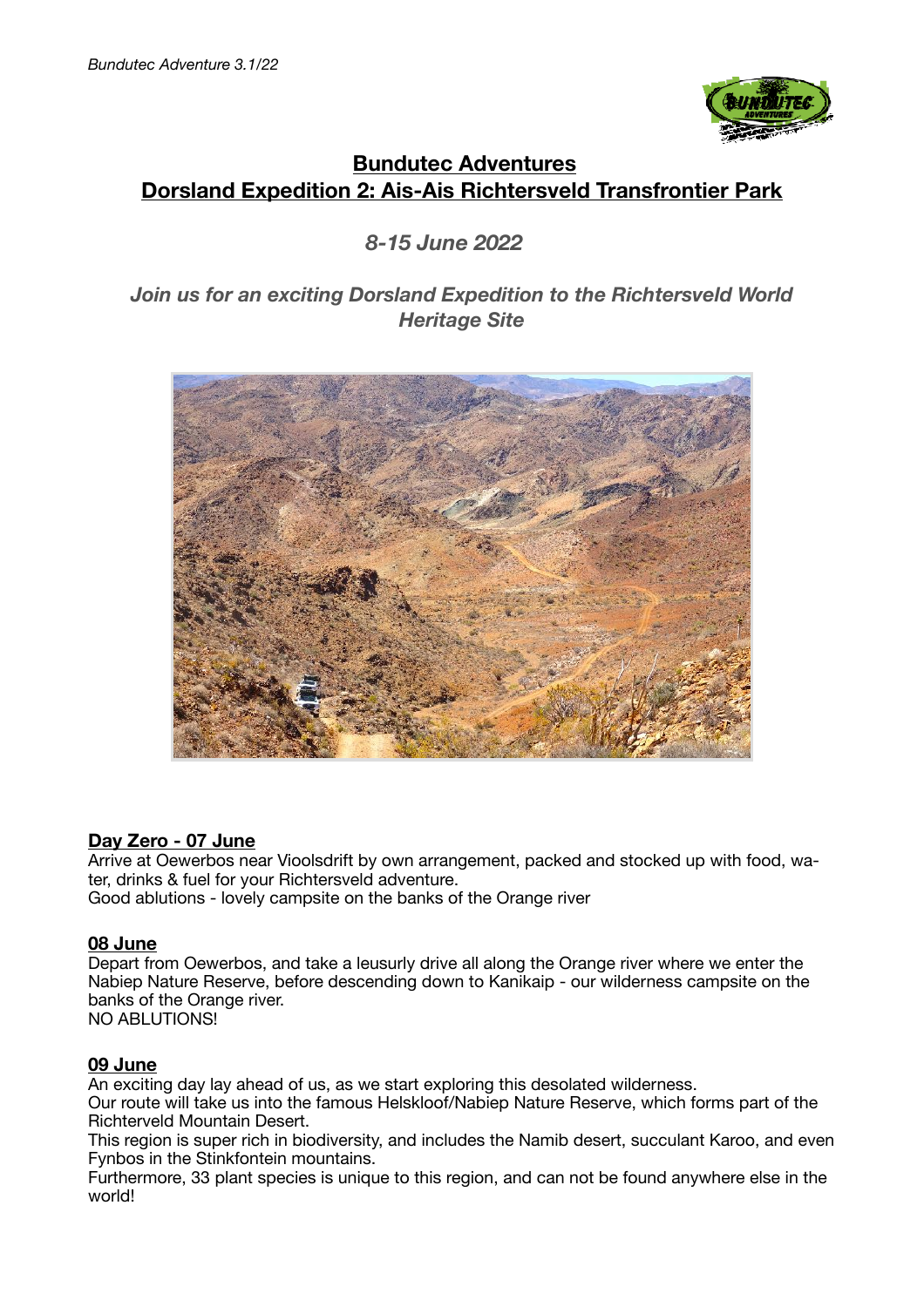*Bundutec Adventure 3.1/22*

# Bundutec Adventures
# Dorsland Expedition 2: Ais-Ais Richtersveld Transfrontier Park

## *8-15 June 2022*

### *Join us for an exciting Dorsland Expedition to the Richtersveld World Heritage Site*

**Day Zero - 07 June**

Arrive at Oewerbos near Vioolsdrift by own arrangement, packed and stocked up with food, water, drinks & fuel for your Richtersveld adventure.
Good ablutions - lovely campsite on the banks of the Orange river

**08 June**

Depart from Oewerbos, and take a leusurly drive all along the Orange river where we enter the Nabiep Nature Reserve, before descending down to Kanikaip - our wilderness campsite on the banks of the Orange river.
NO ABLUTIONS!

**09 June**

An exciting day lay ahead of us, as we start exploring this desolated wilderness.
Our route will take us into the famous Helskloof/Nabiep Nature Reserve, which forms part of the Richterveld Mountain Desert.
This region is super rich in biodiversity, and includes the Namib desert, succulant Karoo, and even Fynbos in the Stinkfontein mountains.
Furthermore, 33 plant species is unique to this region, and can not be found anywhere else in the world!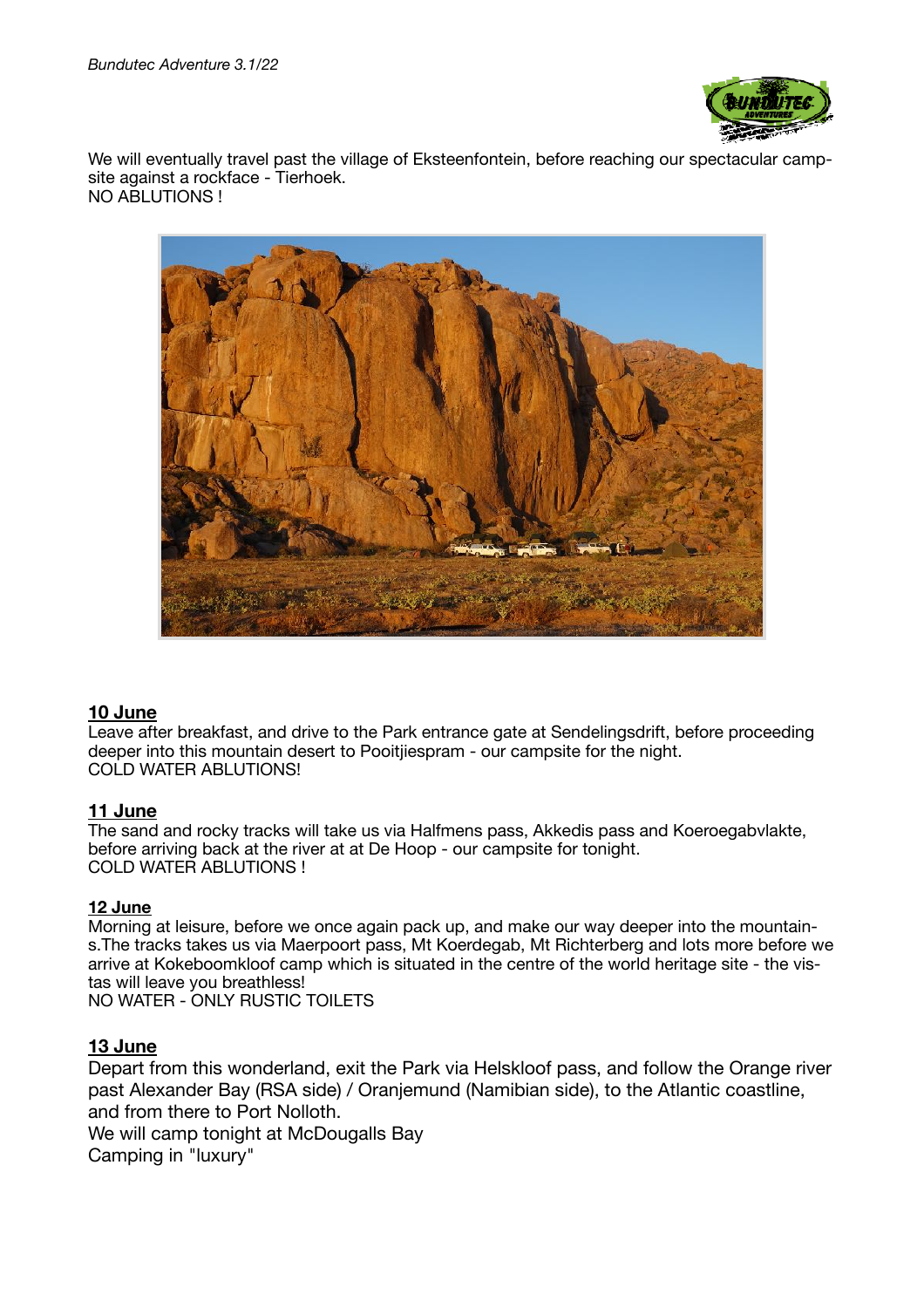We will eventually travel past the village of Eksteenfontein, before reaching our spectacular campsite against a rockface - Tierhoek.
NO ABLUTIONS !

**10 June**
Leave after breakfast, and drive to the Park entrance gate at Sendelingsdrift, before proceeding deeper into this mountain desert to Pooitjiespram - our campsite for the night.
COLD WATER ABLUTIONS!

**11 June**
The sand and rocky tracks will take us via Halfmens pass, Akkedis pass and Koeroegabvlakte, before arriving back at the river at at De Hoop - our campsite for tonight.
COLD WATER ABLUTIONS !

**12 June**
Morning at leisure, before we once again pack up, and make our way deeper into the mountains.The tracks takes us via Maerpoort pass, Mt Koerdegab, Mt Richterberg and lots more before we arrive at Kokeboomkloof camp which is situated in the centre of the world heritage site - the vistas will leave you breathless!
NO WATER - ONLY RUSTIC TOILETS

**13 June**
Depart from this wonderland, exit the Park via Helskloof pass, and follow the Orange river past Alexander Bay (RSA side) / Oranjemund (Namibian side), to the Atlantic coastline, and from there to Port Nolloth.
We will camp tonight at McDougalls Bay
Camping in "luxury"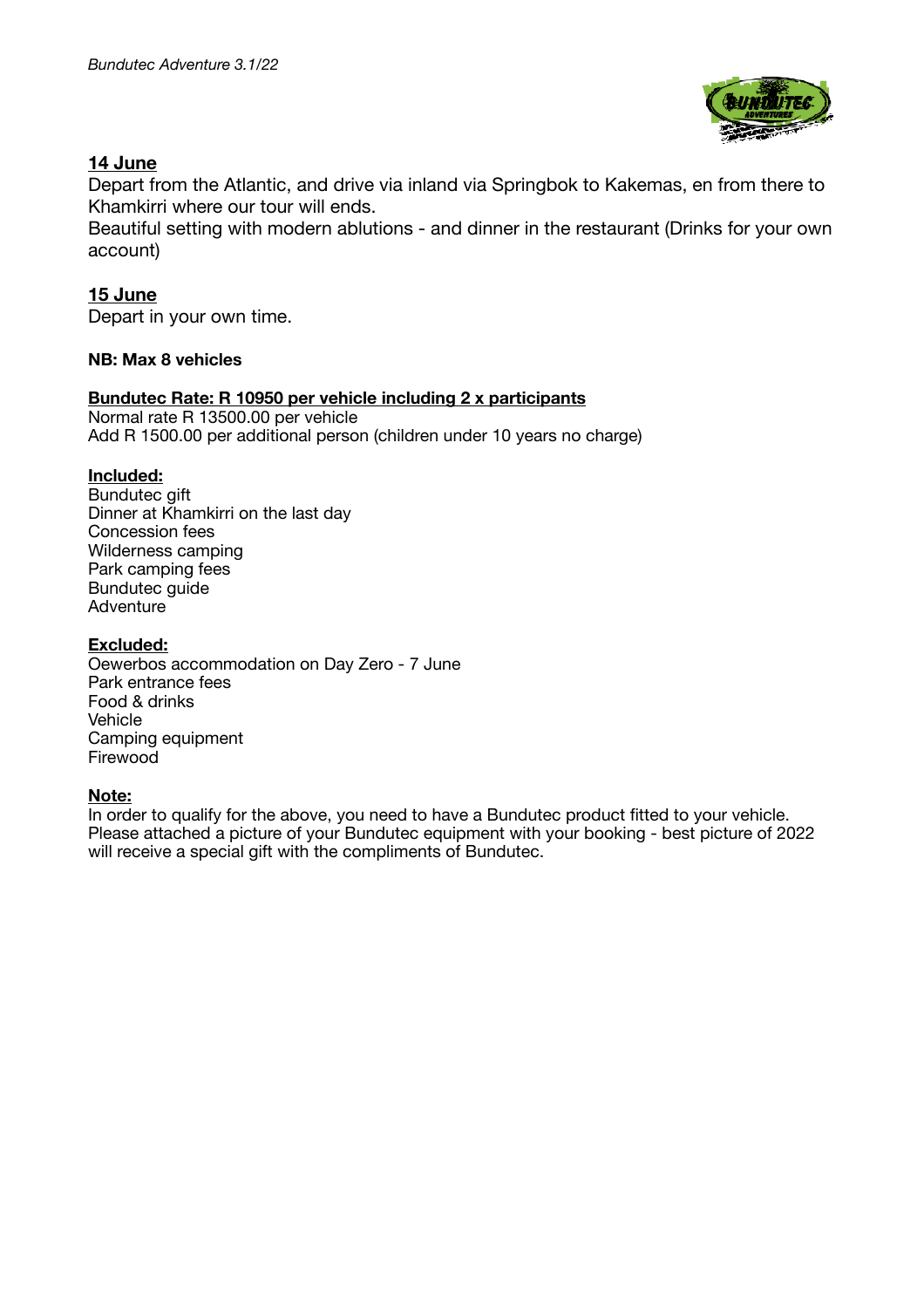## 14 June

Depart from the Atlantic, and drive via inland via Springbok to Kakemas, en from there to Khamkirri where our tour will ends.

Beautiful setting with modern ablutions - and dinner in the restaurant (Drinks for your own account)

## 15 June

Depart in your own time.

**NB: Max 8 vehicles**

**Bundutec Rate: R 10950 per vehicle including 2 x participants**

Normal rate R 13500.00 per vehicle

Add R 1500.00 per additional person (children under 10 years no charge)

**Included:**

Bundutec gift
Dinner at Khamkirri on the last day
Concession fees
Wilderness camping
Park camping fees
Bundutec guide
Adventure

**Excluded:**

Oewerbos accommodation on Day Zero - 7 June
Park entrance fees
Food & drinks
Vehicle
Camping equipment
Firewood

**Note:**

In order to qualify for the above, you need to have a Bundutec product fitted to your vehicle. Please attached a picture of your Bundutec equipment with your booking - best picture of 2022 will receive a special gift with the compliments of Bundutec.